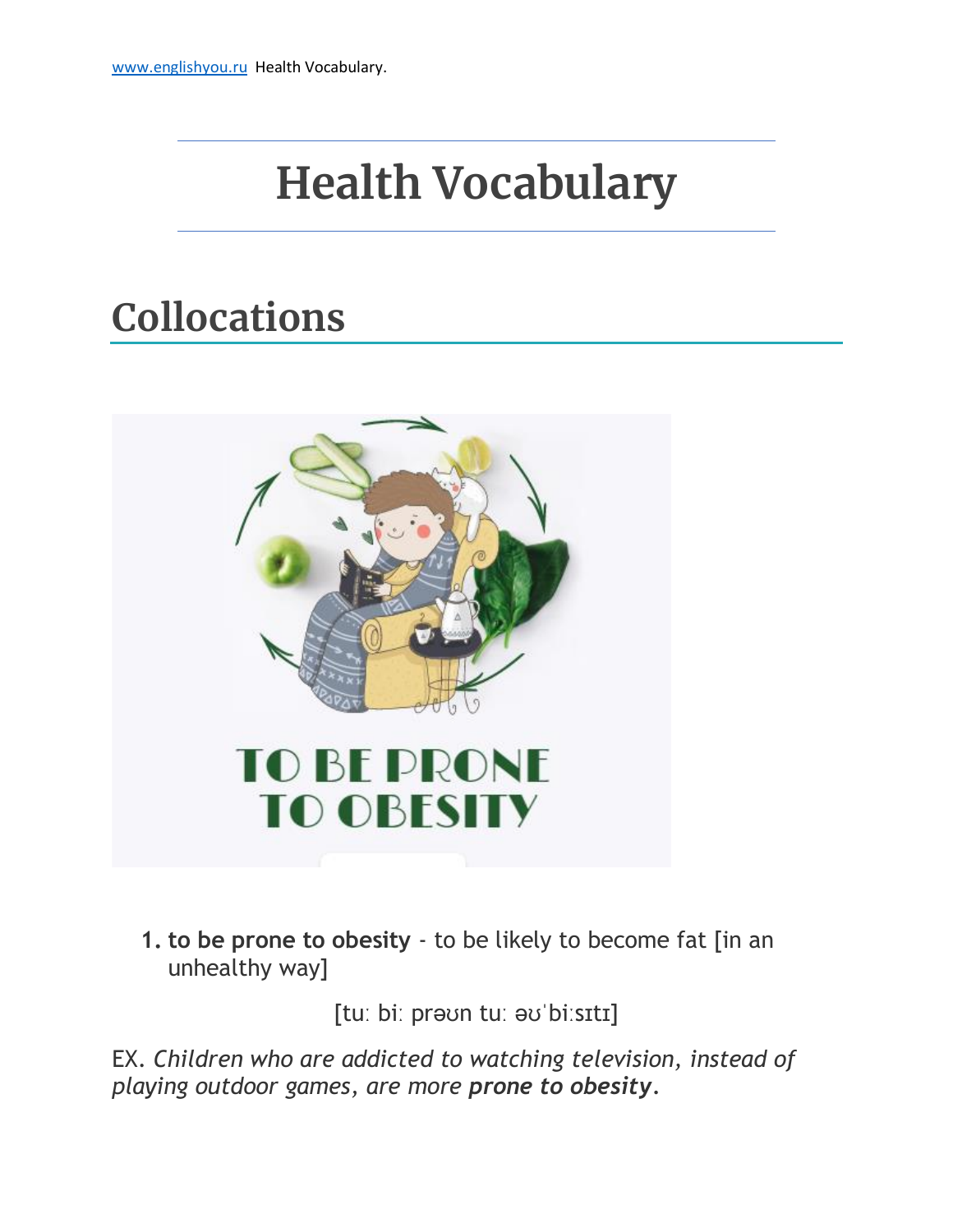# Health Vocabulary

## Collocations

1. **to be prone to obesity** - to be likely to become fat [in an unhealthy way]

[tuː biː prəʊn tuː əʊˈbiːsɪtɪ]

EX. *Children who are addicted to watching television, instead of playing outdoor games, are more **prone to obesity**.*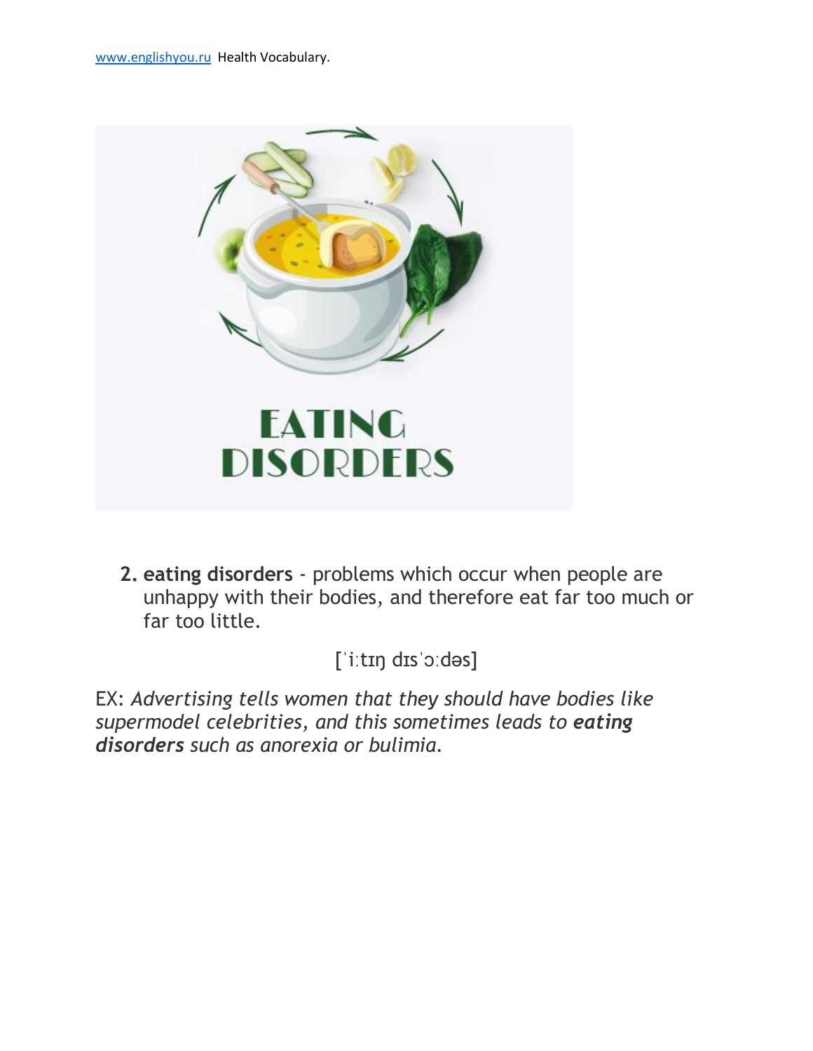2. **eating disorders** - problems which occur when people are unhappy with their bodies, and therefore eat far too much or far too little.

[ˈiːtɪŋ dɪsˈɔːdəs]

EX: *Advertising tells women that they should have bodies like supermodel celebrities, and this sometimes leads to* ***eating disorders*** *such as anorexia or bulimia.*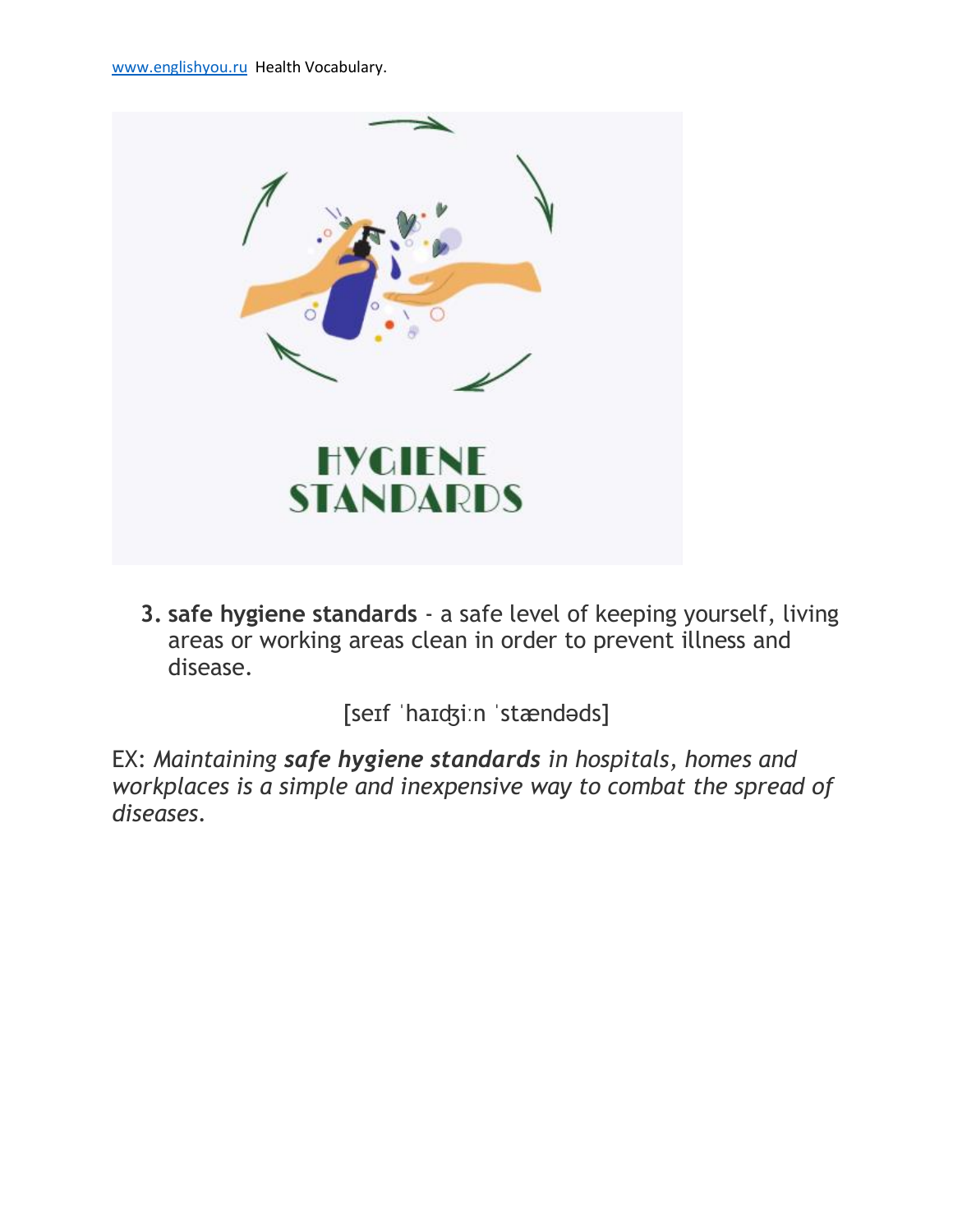3. **safe hygiene standards** - a safe level of keeping yourself, living areas or working areas clean in order to prevent illness and disease.

[seɪf ˈhaɪʤiːn ˈstændəds]

EX: *Maintaining **safe hygiene standards** in hospitals, homes and workplaces is a simple and inexpensive way to combat the spread of diseases.*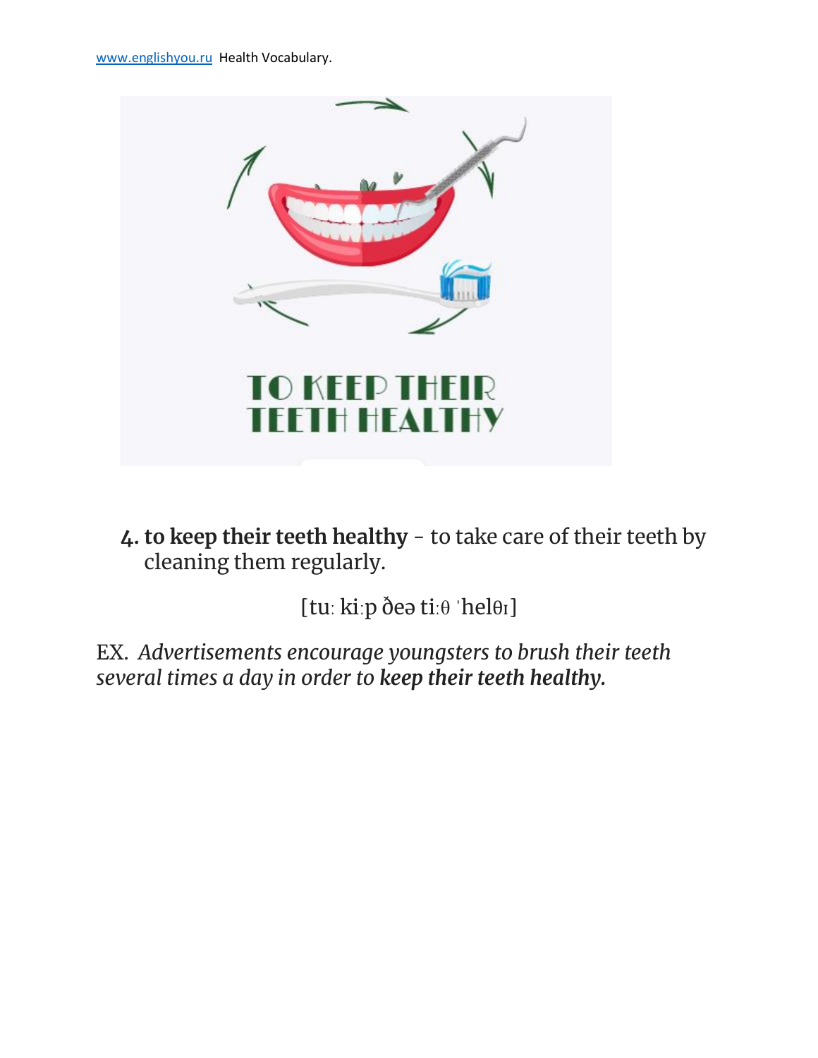4. **to keep their teeth healthy** - to take care of their teeth by cleaning them regularly.

[tuː kiːp ðeə tiːθ ˈhelθɪ]

EX. *Advertisements encourage youngsters to brush their teeth several times a day in order to **keep their teeth healthy.***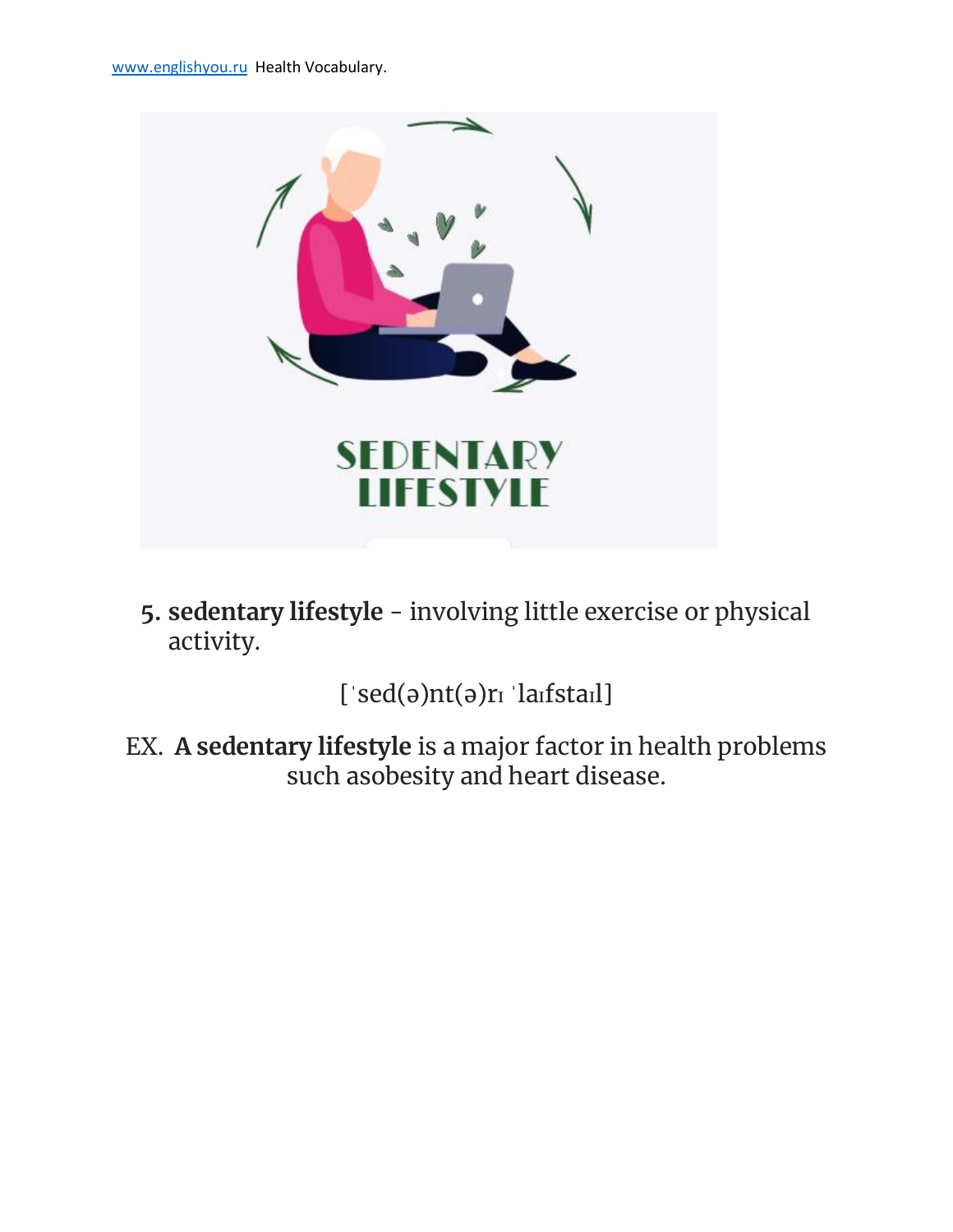5. **sedentary lifestyle** - involving little exercise or physical activity.

[ˈsed(ə)nt(ə)rɪ ˈlaɪfstaɪl]

EX. **A sedentary lifestyle** is a major factor in health problems such asobesity and heart disease.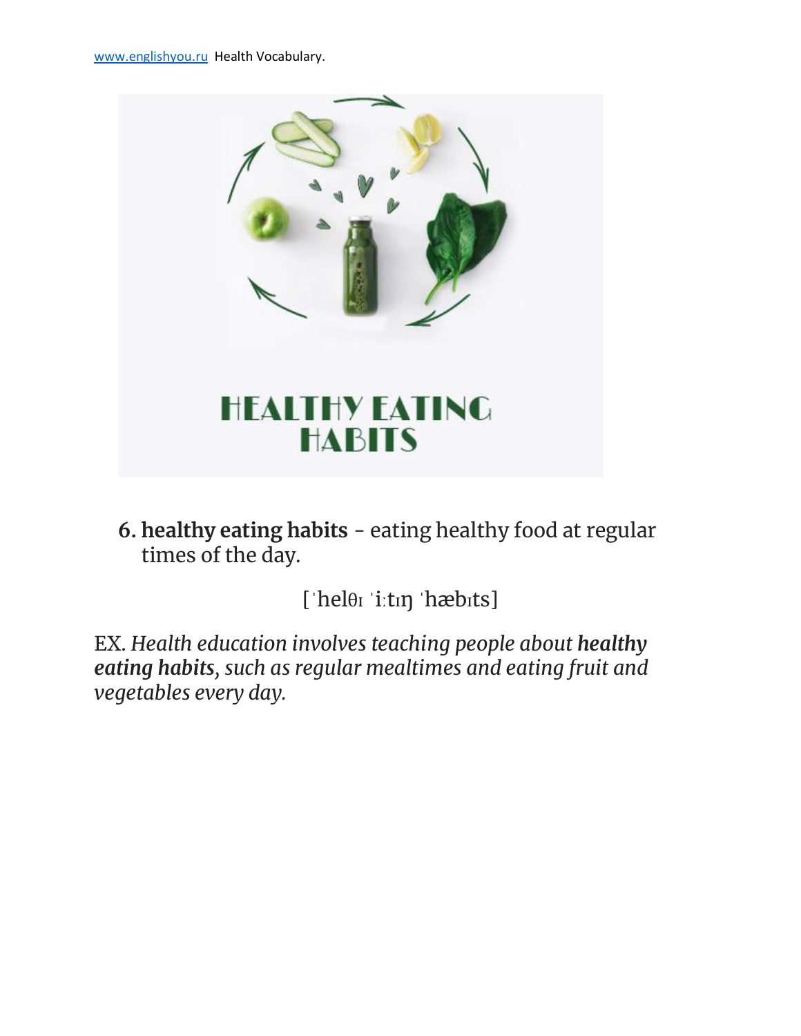6. **healthy eating habits** - eating healthy food at regular times of the day.

[ˈhelθɪ ˈiːtɪŋ ˈhæbɪts]

EX. *Health education involves teaching people about **healthy eating habits**, such as regular mealtimes and eating fruit and vegetables every day.*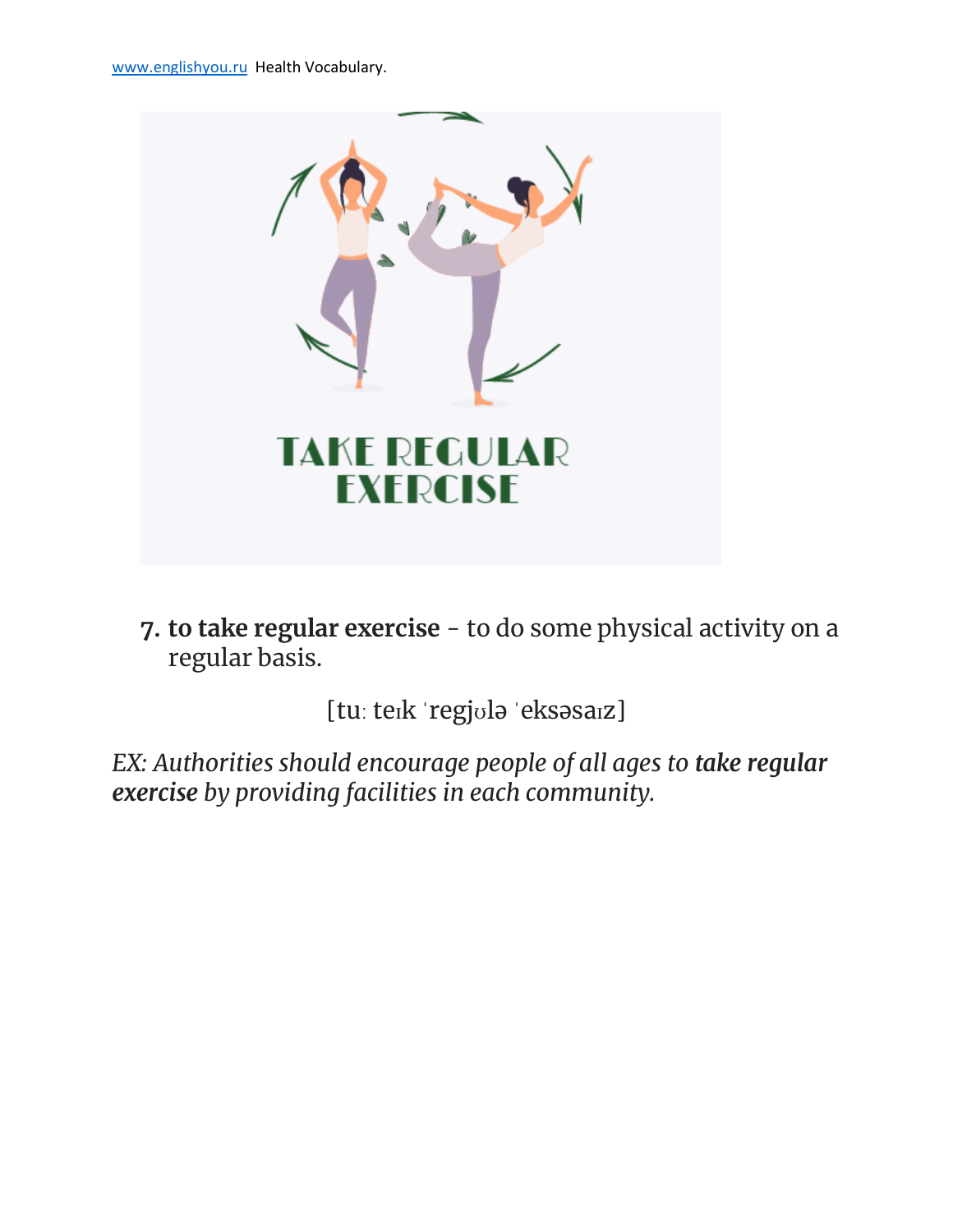TAKE REGULAR EXERCISE

7. **to take regular exercise** - to do some physical activity on a regular basis.

[tuː teɪk ˈregjʊlə ˈeksəsaɪz]

*EX: Authorities should encourage people of all ages to* ***take regular exercise*** *by providing facilities in each community.*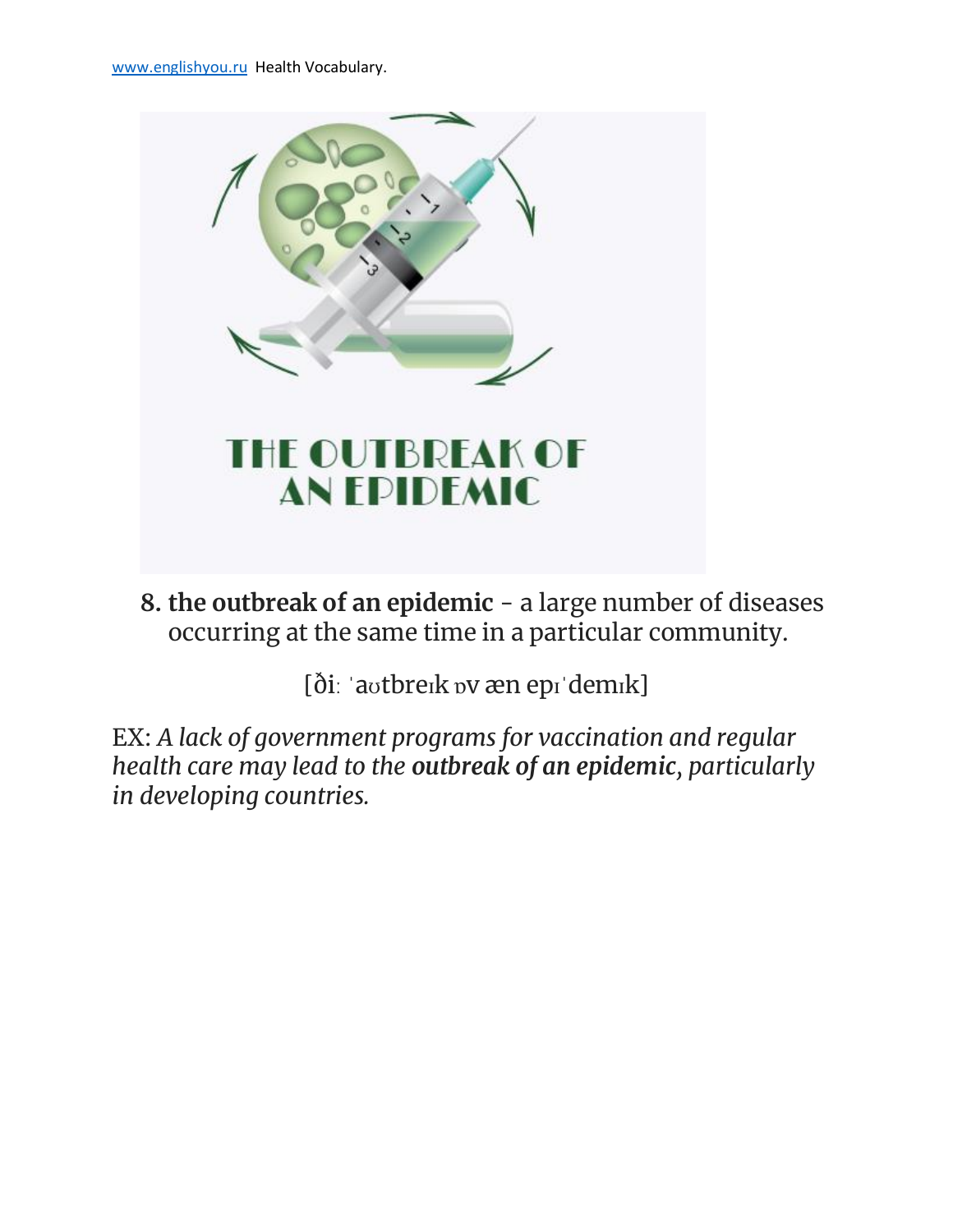8. **the outbreak of an epidemic** - a large number of diseases occurring at the same time in a particular community.

[ðiː ˈaʊtbreɪk ɒv æn epɪˈdemɪk]

EX: *A lack of government programs for vaccination and regular health care may lead to the* ***outbreak of an epidemic****, particularly in developing countries.*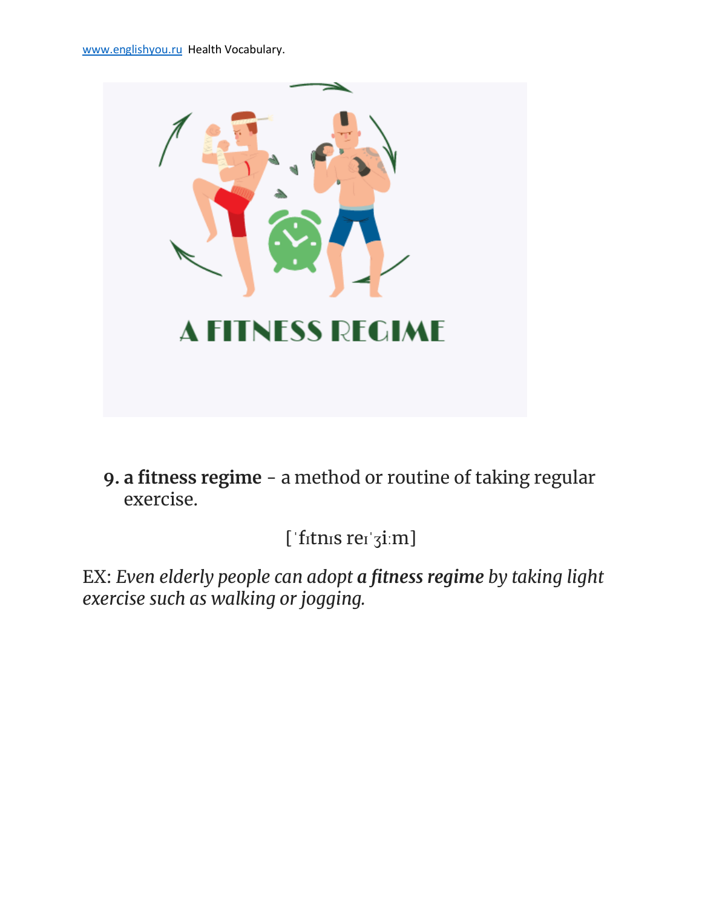9. **a fitness regime** - a method or routine of taking regular exercise.

[ˈfɪtnɪs reɪˈʒiːm]

EX: *Even elderly people can adopt **a fitness regime** by taking light exercise such as walking or jogging.*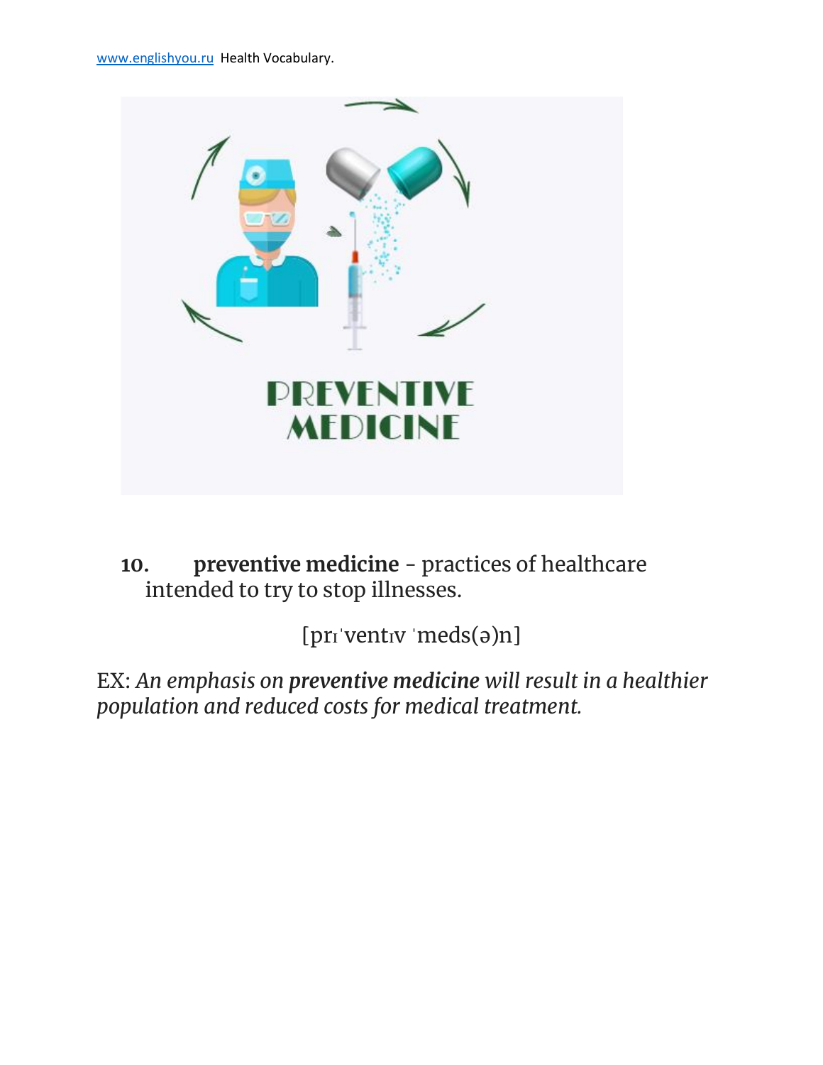10. **preventive medicine** - practices of healthcare intended to try to stop illnesses.

[prɪˈventɪv ˈmeds(ə)n]

EX: *An emphasis on **preventive medicine** will result in a healthier population and reduced costs for medical treatment.*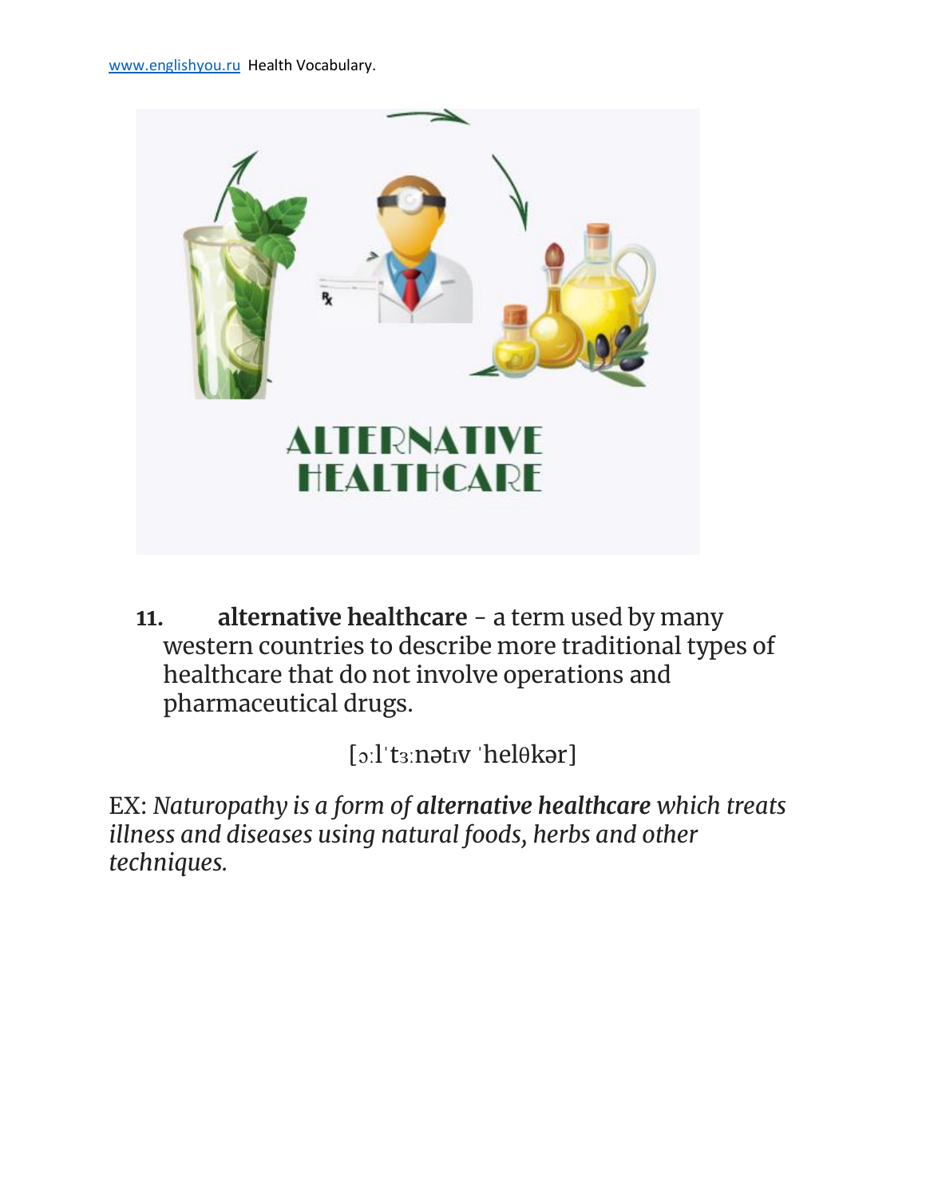**11.** **alternative healthcare** - a term used by many western countries to describe more traditional types of healthcare that do not involve operations and pharmaceutical drugs.

[ɔːlˈtɜːnətɪv ˈhelθkər]

EX: *Naturopathy is a form of* ***alternative healthcare*** *which treats illness and diseases using natural foods, herbs and other techniques.*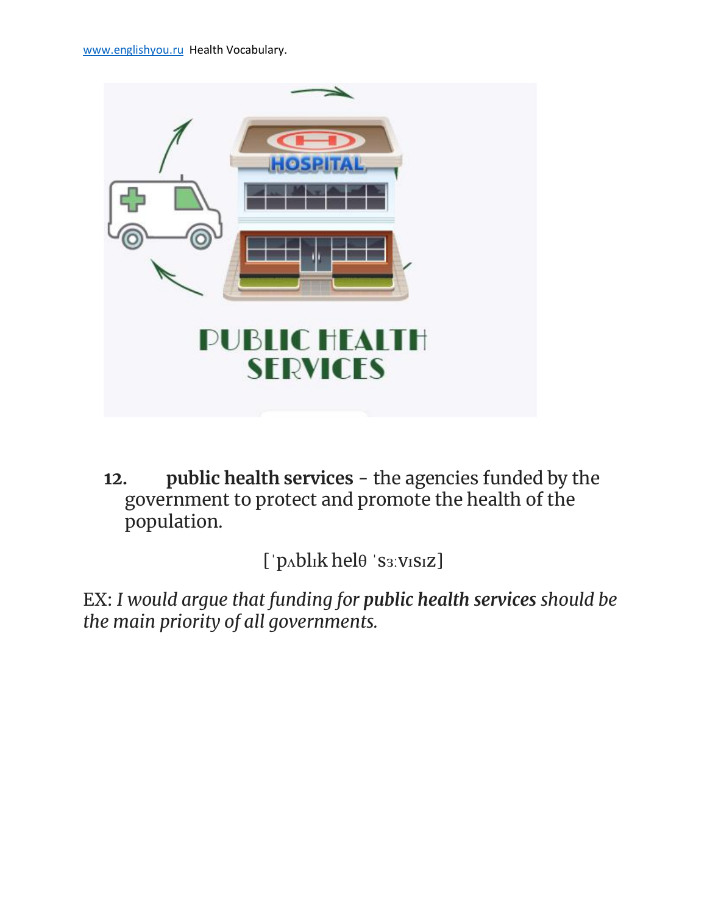12. **public health services** - the agencies funded by the government to protect and promote the health of the population.

[ˈpʌblɪk helθ ˈsɜːvɪsɪz]

EX: *I would argue that funding for* ***public health services*** *should be the main priority of all governments.*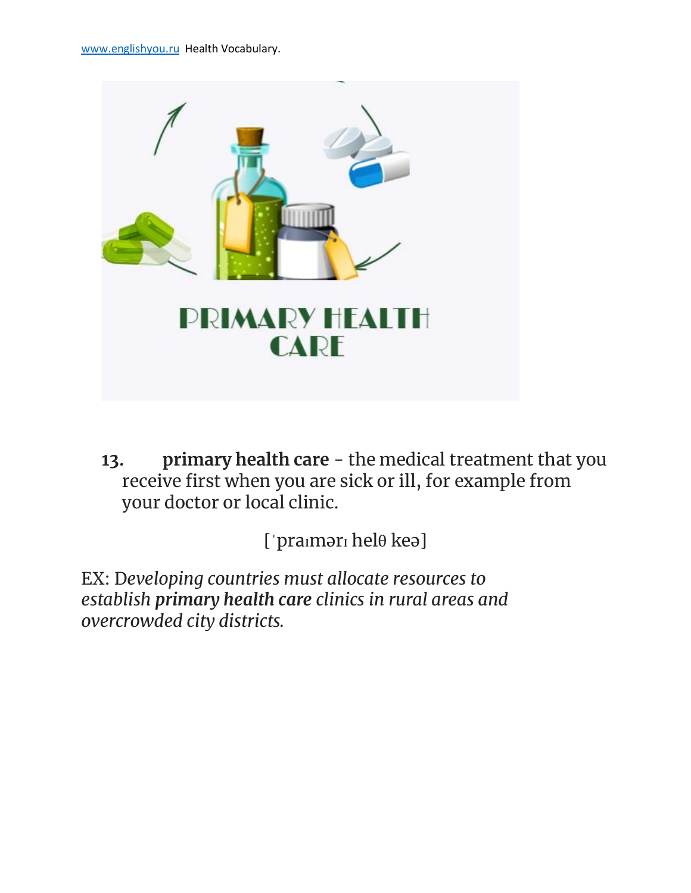**13. primary health care** - the medical treatment that you receive first when you are sick or ill, for example from your doctor or local clinic.

[ˈpraɪmərɪ helθ keə]

EX: D*eveloping countries must allocate resources to establish* ***primary health care*** *clinics in rural areas and overcrowded city districts.*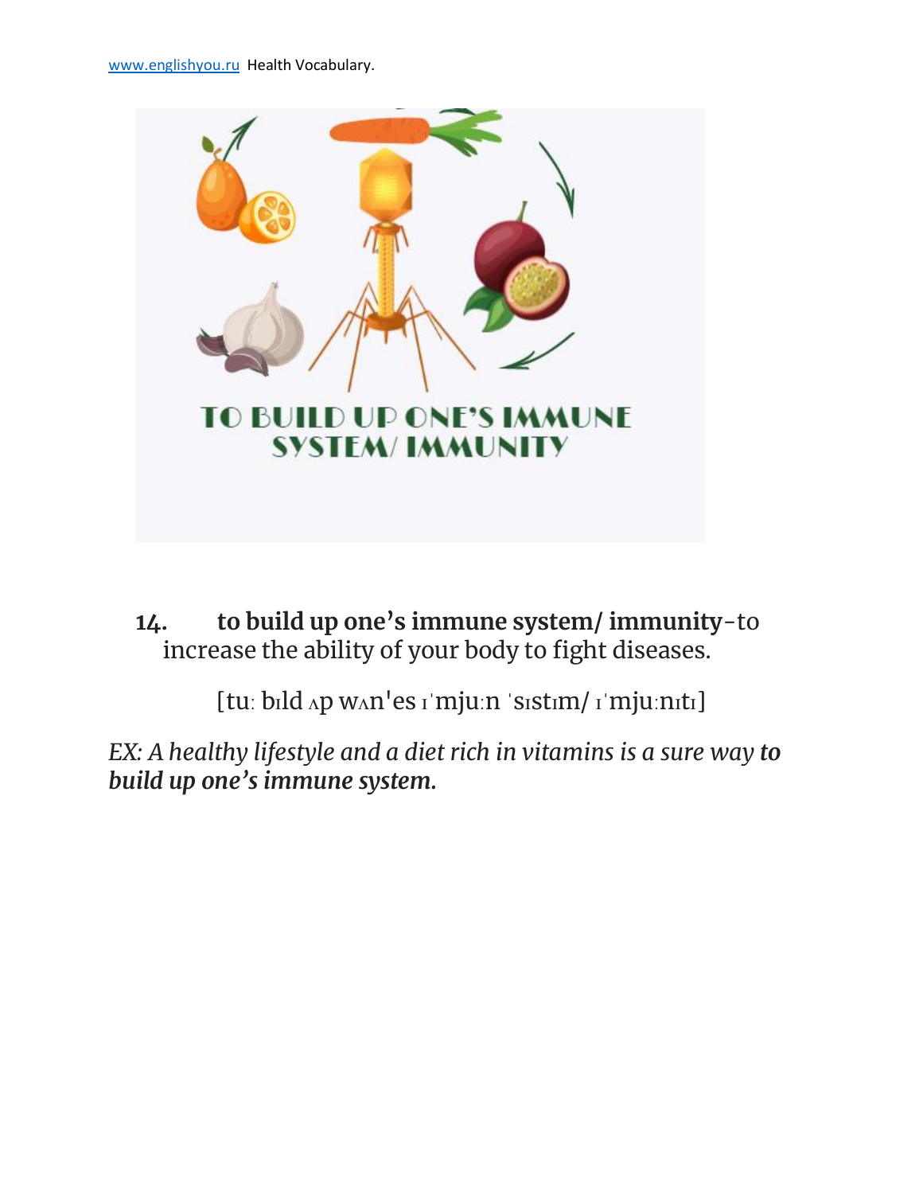**14. to build up one's immune system/ immunity**-to increase the ability of your body to fight diseases.

[tuː bɪld ʌp wʌn'es ɪˈmjuːn ˈsɪstɪm/ ɪˈmjuːnɪtɪ]

*EX: A healthy lifestyle and a diet rich in vitamins is a sure way* ***to build up one's immune system.***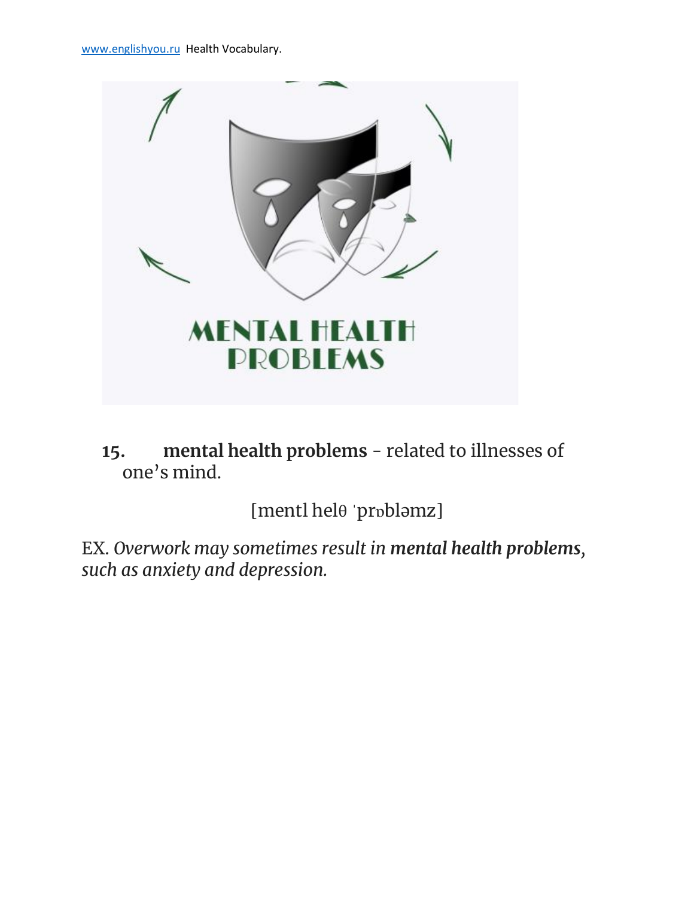15. **mental health problems** - related to illnesses of one's mind.

[mentl helθ ˈprɒbləmz]

EX. *Overwork may sometimes result in* ***mental health problems****, such as anxiety and depression.*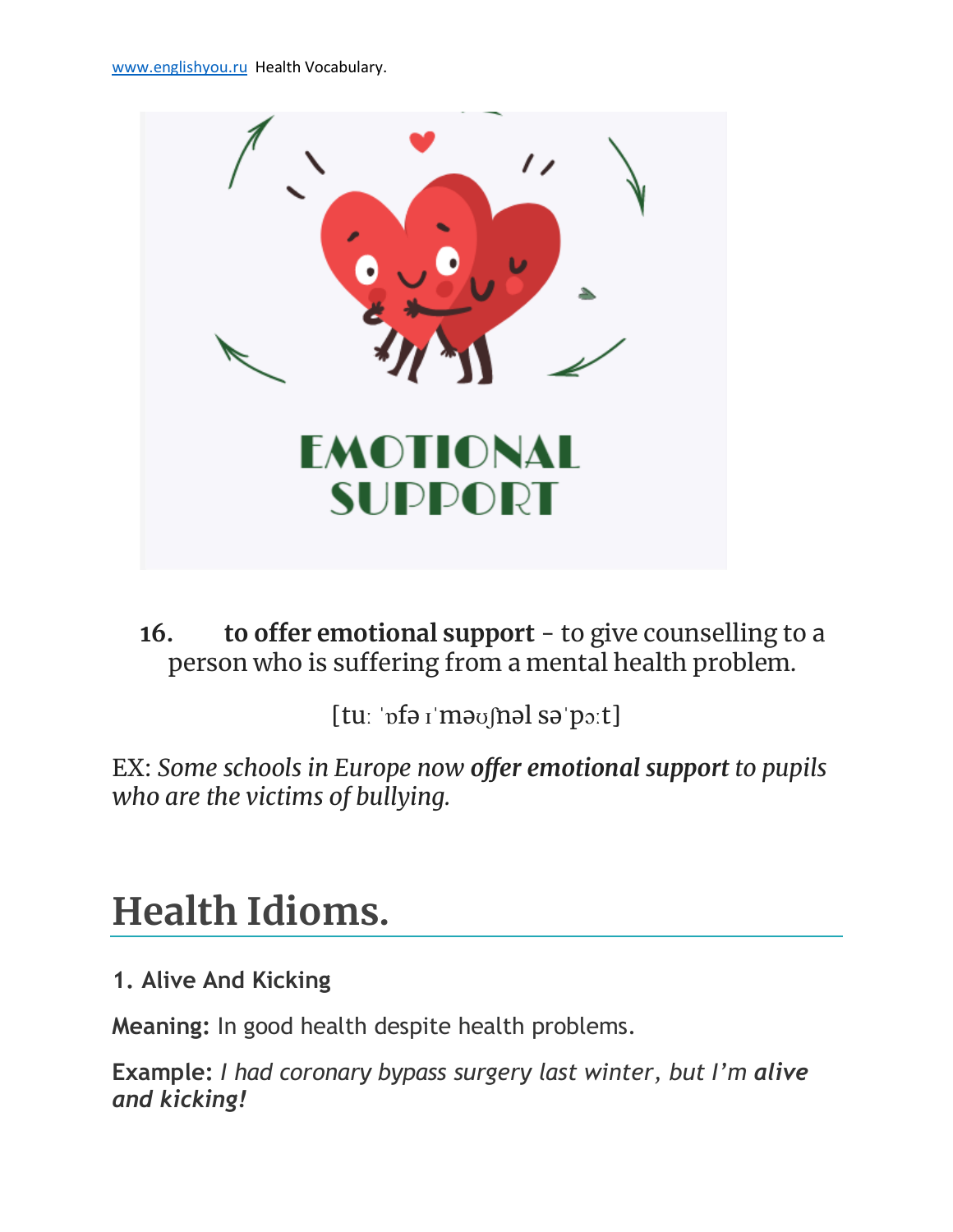16. **to offer emotional support** – to give counselling to a person who is suffering from a mental health problem.

[tuː ˈɒfə ɪˈməʊʃnəl səˈpɔːt]

EX: *Some schools in Europe now* ***offer emotional support*** *to pupils who are the victims of bullying.*

# Health Idioms.

### 1. Alive And Kicking

**Meaning:** In good health despite health problems.

**Example:** *I had coronary bypass surgery last winter, but I'm* ***alive and kicking!***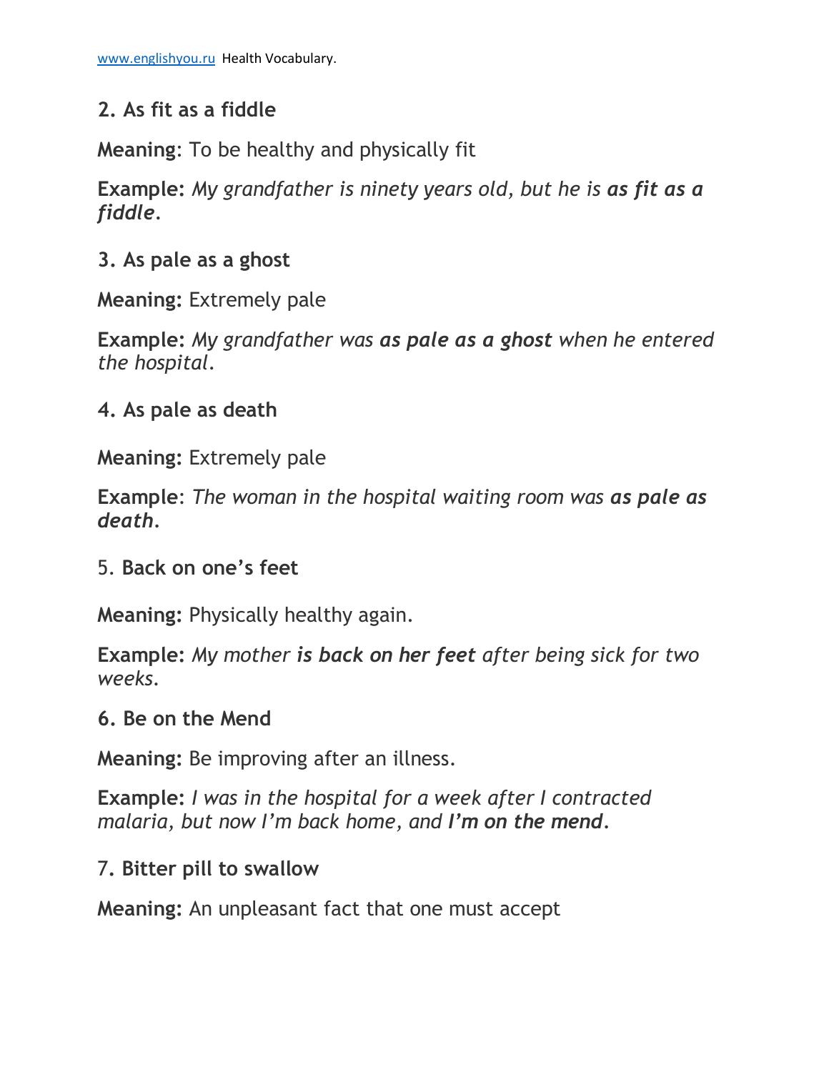**2. As fit as a fiddle**

**Meaning**: To be healthy and physically fit

**Example:** *My grandfather is ninety years old, but he is **as fit as a fiddle**.*

**3. As pale as a ghost**

**Meaning:** Extremely pale

**Example:** *My grandfather was **as pale as a ghost** when he entered the hospital.*

**4. As pale as death**

**Meaning:** Extremely pale

**Example**: *The woman in the hospital waiting room was **as pale as death**.*

5. **Back on one's feet**

**Meaning:** Physically healthy again.

**Example:** *My mother **is back on her feet** after being sick for two weeks.*

**6. Be on the Mend**

**Meaning:** Be improving after an illness.

**Example:** *I was in the hospital for a week after I contracted malaria, but now I'm back home, and **I'm on the mend**.*

7**. Bitter pill to swallow**

**Meaning:** An unpleasant fact that one must accept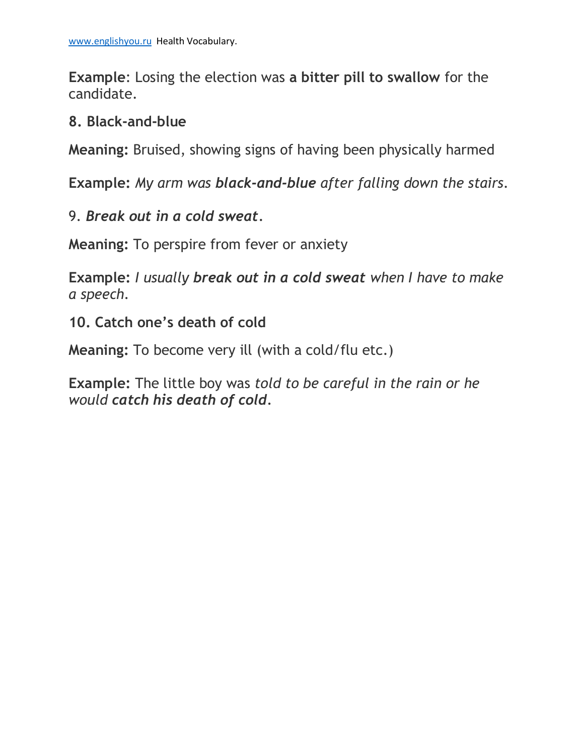**Example**: Losing the election was **a bitter pill to swallow** for the candidate.

**8. Black-and-blue**

**Meaning:** Bruised, showing signs of having been physically harmed

**Example:** *My arm was **black-and-blue** after falling down the stairs.*

9. ***Break out in a cold sweat*.**

**Meaning:** To perspire from fever or anxiety

**Example:** *I usually **break out in a cold sweat** when I have to make a speech.*

**10. Catch one's death of cold**

**Meaning:** To become very ill (with a cold/flu etc.)

**Example:** The little boy was *told to be careful in the rain or he would **catch his death of cold**.*